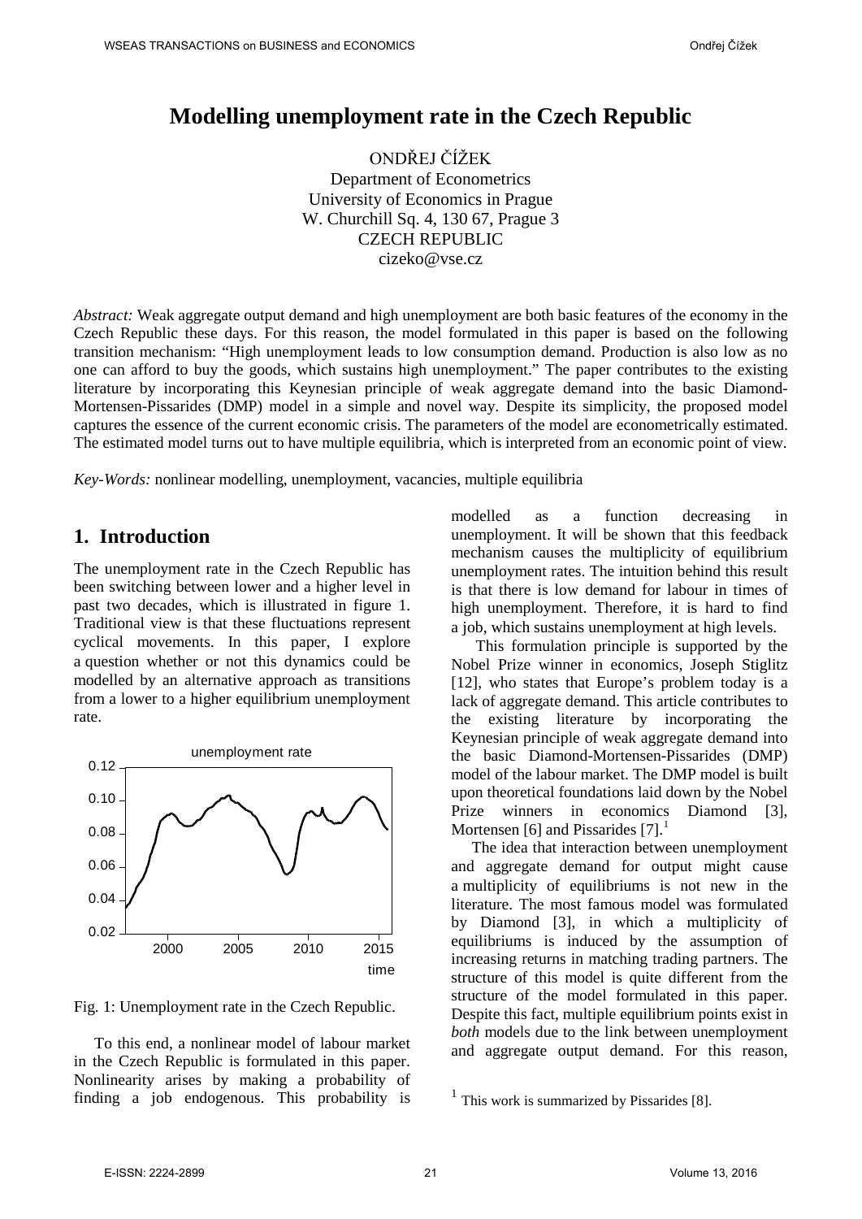# Modelling unemployment rate in the Czech Republic

ONDŘEJ ČÍŽEK
Department of Econometrics
University of Economics in Prague
W. Churchill Sq. 4, 130 67, Prague 3
CZECH REPUBLIC
cizeko@vse.cz

*Abstract:* Weak aggregate output demand and high unemployment are both basic features of the economy in the Czech Republic these days. For this reason, the model formulated in this paper is based on the following transition mechanism: "High unemployment leads to low consumption demand. Production is also low as no one can afford to buy the goods, which sustains high unemployment." The paper contributes to the existing literature by incorporating this Keynesian principle of weak aggregate demand into the basic Diamond-Mortensen-Pissarides (DMP) model in a simple and novel way. Despite its simplicity, the proposed model captures the essence of the current economic crisis. The parameters of the model are econometrically estimated. The estimated model turns out to have multiple equilibria, which is interpreted from an economic point of view.

*Key-Words:* nonlinear modelling, unemployment, vacancies, multiple equilibria

## 1. Introduction

The unemployment rate in the Czech Republic has been switching between lower and a higher level in past two decades, which is illustrated in figure 1. Traditional view is that these fluctuations represent cyclical movements. In this paper, I explore a question whether or not this dynamics could be modelled by an alternative approach as transitions from a lower to a higher equilibrium unemployment rate.

Fig. 1: Unemployment rate in the Czech Republic.

To this end, a nonlinear model of labour market in the Czech Republic is formulated in this paper. Nonlinearity arises by making a probability of finding a job endogenous. This probability is modelled as a function decreasing in unemployment. It will be shown that this feedback mechanism causes the multiplicity of equilibrium unemployment rates. The intuition behind this result is that there is low demand for labour in times of high unemployment. Therefore, it is hard to find a job, which sustains unemployment at high levels.

This formulation principle is supported by the Nobel Prize winner in economics, Joseph Stiglitz [12], who states that Europe's problem today is a lack of aggregate demand. This article contributes to the existing literature by incorporating the Keynesian principle of weak aggregate demand into the basic Diamond-Mortensen-Pissarides (DMP) model of the labour market. The DMP model is built upon theoretical foundations laid down by the Nobel Prize winners in economics Diamond [3], Mortensen [6] and Pissarides [7].[1]

The idea that interaction between unemployment and aggregate demand for output might cause a multiplicity of equilibriums is not new in the literature. The most famous model was formulated by Diamond [3], in which a multiplicity of equilibriums is induced by the assumption of increasing returns in matching trading partners. The structure of this model is quite different from the structure of the model formulated in this paper. Despite this fact, multiple equilibrium points exist in *both* models due to the link between unemployment and aggregate output demand. For this reason,

[1] This work is summarized by Pissarides [8].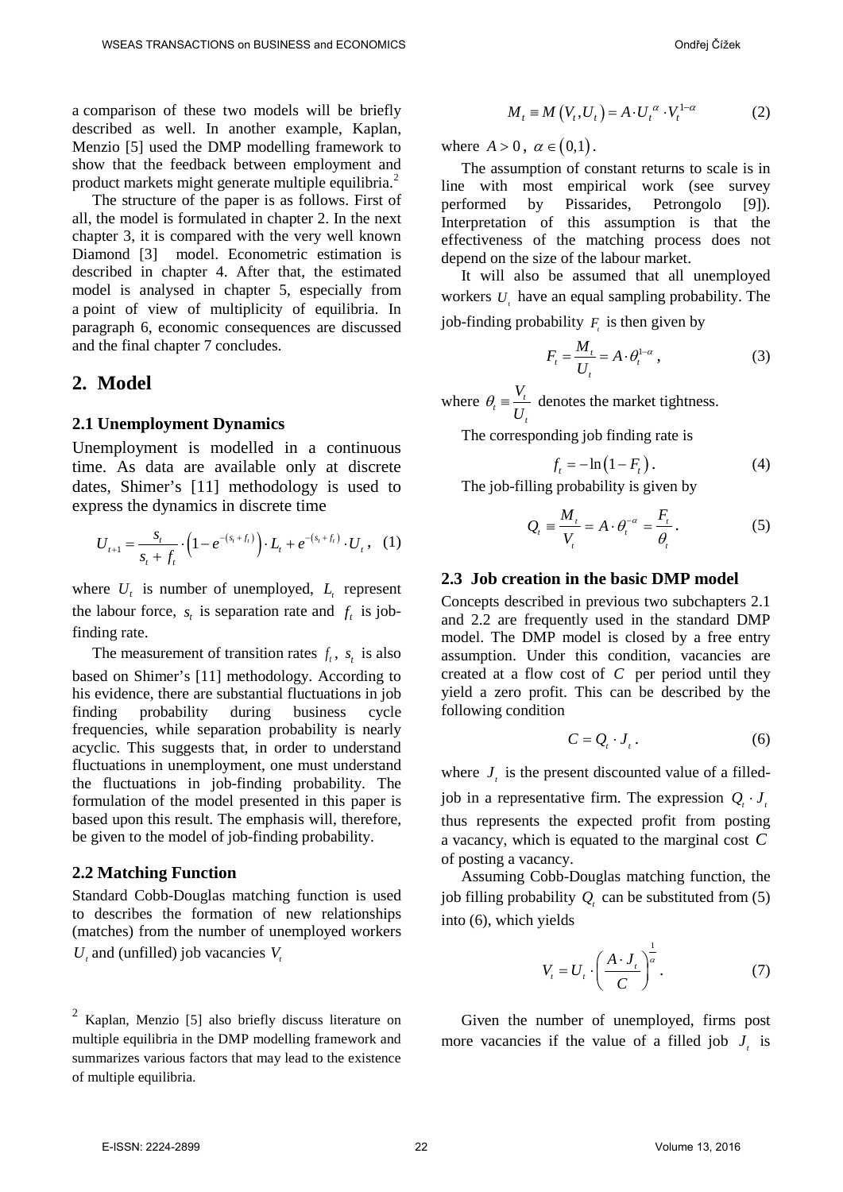a comparison of these two models will be briefly described as well. In another example, Kaplan, Menzio [5] used the DMP modelling framework to show that the feedback between employment and product markets might generate multiple equilibria.[2]

The structure of the paper is as follows. First of all, the model is formulated in chapter 2. In the next chapter 3, it is compared with the very well known Diamond [3] model. Econometric estimation is described in chapter 4. After that, the estimated model is analysed in chapter 5, especially from a point of view of multiplicity of equilibria. In paragraph 6, economic consequences are discussed and the final chapter 7 concludes.

## 2. Model

### 2.1 Unemployment Dynamics

Unemployment is modelled in a continuous time. As data are available only at discrete dates, Shimer's [11] methodology is used to express the dynamics in discrete time

$$U_{t+1} = \frac{s_t}{s_t + f_t} \cdot \left(1 - e^{-(s_t + f_t)}\right) \cdot L_t + e^{-(s_t + f_t)} \cdot U_t , \quad (1)$$

where $U_t$ is number of unemployed, $L_t$ represent the labour force, $s_t$ is separation rate and $f_t$ is job-finding rate.

The measurement of transition rates $f_t$, $s_t$ is also based on Shimer's [11] methodology. According to his evidence, there are substantial fluctuations in job finding probability during business cycle frequencies, while separation probability is nearly acyclic. This suggests that, in order to understand fluctuations in unemployment, one must understand the fluctuations in job-finding probability. The formulation of the model presented in this paper is based upon this result. The emphasis will, therefore, be given to the model of job-finding probability.

### 2.2 Matching Function

Standard Cobb-Douglas matching function is used to describes the formation of new relationships (matches) from the number of unemployed workers $U_t$ and (unfilled) job vacancies $V_t$

$$M_t \equiv M\left(V_t, U_t\right) = A \cdot U_t^{\alpha} \cdot V_t^{1-\alpha} \quad (2)$$

where $A > 0$, $\alpha \in (0,1)$.

The assumption of constant returns to scale is in line with most empirical work (see survey performed by Pissarides, Petrongolo [9]). Interpretation of this assumption is that the effectiveness of the matching process does not depend on the size of the labour market.

It will also be assumed that all unemployed workers $U_t$ have an equal sampling probability. The job-finding probability $F_t$ is then given by

$$F_t = \frac{M_t}{U_t} = A \cdot \theta_t^{1-\alpha} , \quad (3)$$

where $\theta_t \equiv \dfrac{V_t}{U_t}$ denotes the market tightness.

The corresponding job finding rate is

$$f_t = -\ln\left(1 - F_t\right) . \quad (4)$$

The job-filling probability is given by

$$Q_t \equiv \frac{M_t}{V_t} = A \cdot \theta_t^{-\alpha} = \frac{F_t}{\theta_t} . \quad (5)$$

### 2.3 Job creation in the basic DMP model

Concepts described in previous two subchapters 2.1 and 2.2 are frequently used in the standard DMP model. The DMP model is closed by a free entry assumption. Under this condition, vacancies are created at a flow cost of $C$ per period until they yield a zero profit. This can be described by the following condition

$$C = Q_t \cdot J_t . \quad (6)$$

where $J_t$ is the present discounted value of a filled-job in a representative firm. The expression $Q_t \cdot J_t$ thus represents the expected profit from posting a vacancy, which is equated to the marginal cost $C$ of posting a vacancy.

Assuming Cobb-Douglas matching function, the job filling probability $Q_t$ can be substituted from (5) into (6), which yields

$$V_t = U_t \cdot \left(\frac{A \cdot J_t}{C}\right)^{\frac{1}{\alpha}} . \quad (7)$$

Given the number of unemployed, firms post more vacancies if the value of a filled job $J_t$ is

[2] Kaplan, Menzio [5] also briefly discuss literature on multiple equilibria in the DMP modelling framework and summarizes various factors that may lead to the existence of multiple equilibria.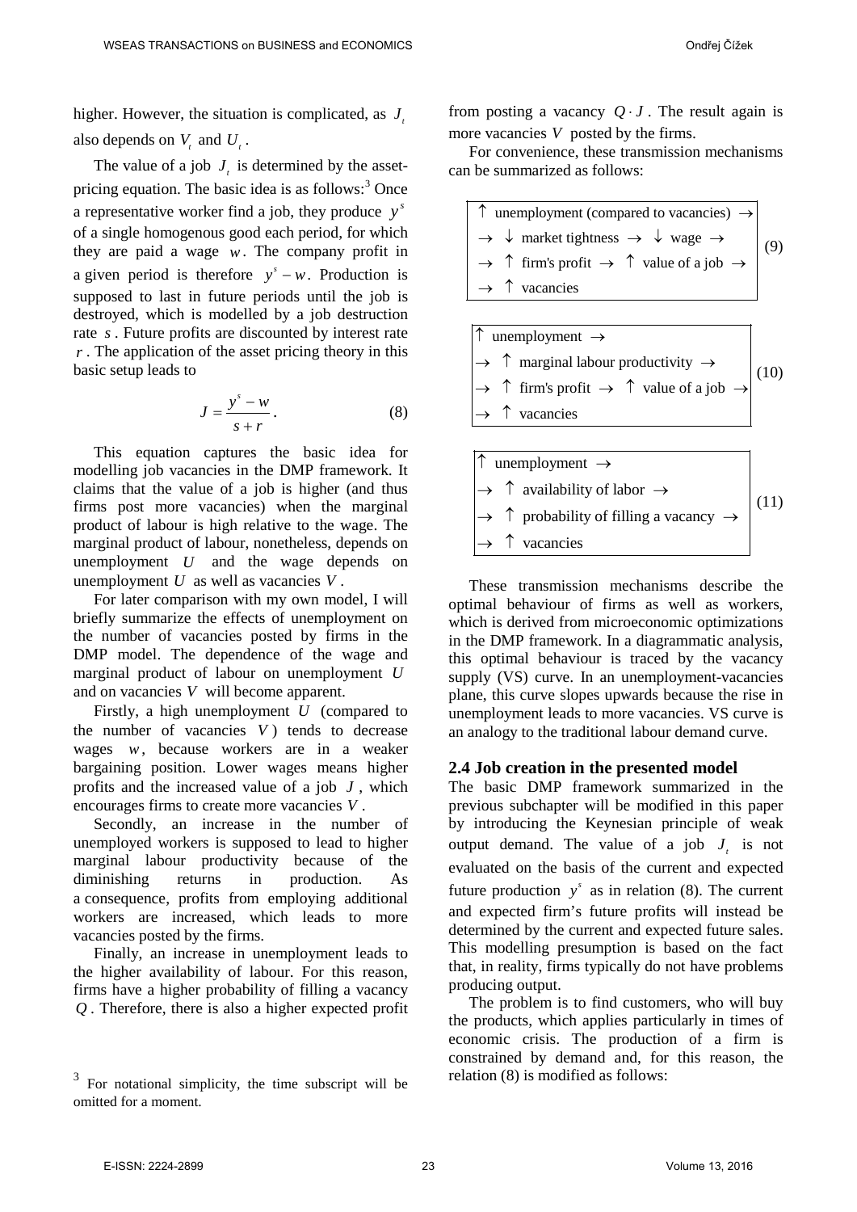higher. However, the situation is complicated, as $J_t$ also depends on $V_t$ and $U_t$.

The value of a job $J_t$ is determined by the asset-pricing equation. The basic idea is as follows:[3] Once a representative worker find a job, they produce $y^s$ of a single homogenous good each period, for which they are paid a wage $w$. The company profit in a given period is therefore $y^s - w$. Production is supposed to last in future periods until the job is destroyed, which is modelled by a job destruction rate $s$. Future profits are discounted by interest rate $r$. The application of the asset pricing theory in this basic setup leads to

$$J = \frac{y^s - w}{s + r}. \tag{8}$$

This equation captures the basic idea for modelling job vacancies in the DMP framework. It claims that the value of a job is higher (and thus firms post more vacancies) when the marginal product of labour is high relative to the wage. The marginal product of labour, nonetheless, depends on unemployment $U$ and the wage depends on unemployment $U$ as well as vacancies $V$.

For later comparison with my own model, I will briefly summarize the effects of unemployment on the number of vacancies posted by firms in the DMP model. The dependence of the wage and marginal product of labour on unemployment $U$ and on vacancies $V$ will become apparent.

Firstly, a high unemployment $U$ (compared to the number of vacancies $V$) tends to decrease wages $w$, because workers are in a weaker bargaining position. Lower wages means higher profits and the increased value of a job $J$, which encourages firms to create more vacancies $V$.

Secondly, an increase in the number of unemployed workers is supposed to lead to higher marginal labour productivity because of the diminishing returns in production. As a consequence, profits from employing additional workers are increased, which leads to more vacancies posted by the firms.

Finally, an increase in unemployment leads to the higher availability of labour. For this reason, firms have a higher probability of filling a vacancy $Q$. Therefore, there is also a higher expected profit from posting a vacancy $Q \cdot J$. The result again is more vacancies $V$ posted by the firms.

For convenience, these transmission mechanisms can be summarized as follows:

$$\begin{array}{|l|}\hline \uparrow \text{ unemployment (compared to vacancies) } \rightarrow \\ \rightarrow \ \downarrow \text{ market tightness } \rightarrow \ \downarrow \text{ wage } \rightarrow \\ \rightarrow \ \uparrow \text{ firm's profit } \rightarrow \ \uparrow \text{ value of a job } \rightarrow \\ \rightarrow \ \uparrow \text{ vacancies} \\ \hline \end{array} \tag{9}$$

$$\begin{array}{|l|}\hline \uparrow \text{ unemployment } \rightarrow \\ \rightarrow \ \uparrow \text{ marginal labour productivity } \rightarrow \\ \rightarrow \ \uparrow \text{ firm's profit } \rightarrow \ \uparrow \text{ value of a job } \rightarrow \\ \rightarrow \ \uparrow \text{ vacancies} \\ \hline \end{array} \tag{10}$$

$$\begin{array}{|l|}\hline \uparrow \text{ unemployment } \rightarrow \\ \rightarrow \ \uparrow \text{ availability of labor } \rightarrow \\ \rightarrow \ \uparrow \text{ probability of filling a vacancy } \rightarrow \\ \rightarrow \ \uparrow \text{ vacancies} \\ \hline \end{array} \tag{11}$$

These transmission mechanisms describe the optimal behaviour of firms as well as workers, which is derived from microeconomic optimizations in the DMP framework. In a diagrammatic analysis, this optimal behaviour is traced by the vacancy supply (VS) curve. In an unemployment-vacancies plane, this curve slopes upwards because the rise in unemployment leads to more vacancies. VS curve is an analogy to the traditional labour demand curve.

### 2.4 Job creation in the presented model

The basic DMP framework summarized in the previous subchapter will be modified in this paper by introducing the Keynesian principle of weak output demand. The value of a job $J_t$ is not evaluated on the basis of the current and expected future production $y^s$ as in relation (8). The current and expected firm's future profits will instead be determined by the current and expected future sales. This modelling presumption is based on the fact that, in reality, firms typically do not have problems producing output.

The problem is to find customers, who will buy the products, which applies particularly in times of economic crisis. The production of a firm is constrained by demand and, for this reason, the relation (8) is modified as follows:

[3] For notational simplicity, the time subscript will be omitted for a moment.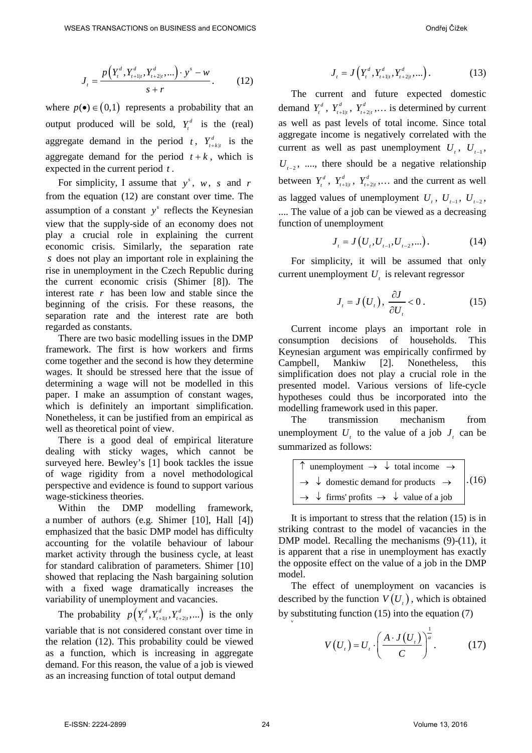$$J_t = \frac{p\left(Y_t^d, Y_{t+1|t}^d, Y_{t+2|t}^d, ...\right) \cdot y^s - w}{s + r}. \qquad (12)$$

where $p(\bullet) \in (0,1)$ represents a probability that an output produced will be sold, $Y_t^d$ is the (real) aggregate demand in the period $t$, $Y_{t+k|t}^d$ is the aggregate demand for the period $t+k$, which is expected in the current period $t$.

For simplicity, I assume that $y^s$, $w$, $s$ and $r$ from the equation (12) are constant over time. The assumption of a constant $y^s$ reflects the Keynesian view that the supply-side of an economy does not play a crucial role in explaining the current economic crisis. Similarly, the separation rate $s$ does not play an important role in explaining the rise in unemployment in the Czech Republic during the current economic crisis (Shimer [8]). The interest rate $r$ has been low and stable since the beginning of the crisis. For these reasons, the separation rate and the interest rate are both regarded as constants.

There are two basic modelling issues in the DMP framework. The first is how workers and firms come together and the second is how they determine wages. It should be stressed here that the issue of determining a wage will not be modelled in this paper. I make an assumption of constant wages, which is definitely an important simplification. Nonetheless, it can be justified from an empirical as well as theoretical point of view.

There is a good deal of empirical literature dealing with sticky wages, which cannot be surveyed here. Bewley's [1] book tackles the issue of wage rigidity from a novel methodological perspective and evidence is found to support various wage-stickiness theories.

Within the DMP modelling framework, a number of authors (e.g. Shimer [10], Hall [4]) emphasized that the basic DMP model has difficulty accounting for the volatile behaviour of labour market activity through the business cycle, at least for standard calibration of parameters. Shimer [10] showed that replacing the Nash bargaining solution with a fixed wage dramatically increases the variability of unemployment and vacancies.

The probability $p\left(Y_t^d, Y_{t+1|t}^d, Y_{t+2|t}^d, ...\right)$ is the only variable that is not considered constant over time in the relation (12). This probability could be viewed as a function, which is increasing in aggregate demand. For this reason, the value of a job is viewed as an increasing function of total output demand

$$J_t = J\left(Y_t^d, Y_{t+1|t}^d, Y_{t+2|t}^d, ...\right). \qquad (13)$$

The current and future expected domestic demand $Y_t^d$, $Y_{t+1|t}^d$, $Y_{t+2|t}^d, \ldots$ is determined by current as well as past levels of total income. Since total aggregate income is negatively correlated with the current as well as past unemployment $U_t$, $U_{t-1}$, $U_{t-2}$, ...., there should be a negative relationship between $Y_t^d$, $Y_{t+1|t}^d$, $Y_{t+2|t}^d, \ldots$ and the current as well as lagged values of unemployment $U_t$, $U_{t-1}$, $U_{t-2}$, .... The value of a job can be viewed as a decreasing function of unemployment

$$J_t = J\left(U_t, U_{t-1}, U_{t-2}, ...\right). \qquad (14)$$

For simplicity, it will be assumed that only current unemployment $U_t$ is relevant regressor

$$J_t = J\left(U_t\right), \ \frac{\partial J}{\partial U_t} < 0. \qquad (15)$$

Current income plays an important role in consumption decisions of households. This Keynesian argument was empirically confirmed by Campbell, Mankiw [2]. Nonetheless, this simplification does not play a crucial role in the presented model. Various versions of life-cycle hypotheses could thus be incorporated into the modelling framework used in this paper.

The transmission mechanism from unemployment $U_t$ to the value of a job $J_t$ can be summarized as follows:

$$\boxed{\begin{array}{l} \uparrow \text{ unemployment } \rightarrow \ \downarrow \text{ total income } \rightarrow \\ \rightarrow \ \downarrow \text{ domestic demand for products } \rightarrow \\ \rightarrow \ \downarrow \text{ firms' profits } \rightarrow \ \downarrow \text{ value of a job} \end{array}} . \qquad (16)$$

It is important to stress that the relation (15) is in striking contrast to the model of vacancies in the DMP model. Recalling the mechanisms (9)-(11), it is apparent that a rise in unemployment has exactly the opposite effect on the value of a job in the DMP model.

The effect of unemployment on vacancies is described by the function $V\left(U_t\right)$, which is obtained by substituting function (15) into the equation (7)

$$V\left(U_t\right) = U_t \cdot \left(\frac{A \cdot J\left(U_t\right)}{C}\right)^{\frac{1}{\alpha}}. \qquad (17)$$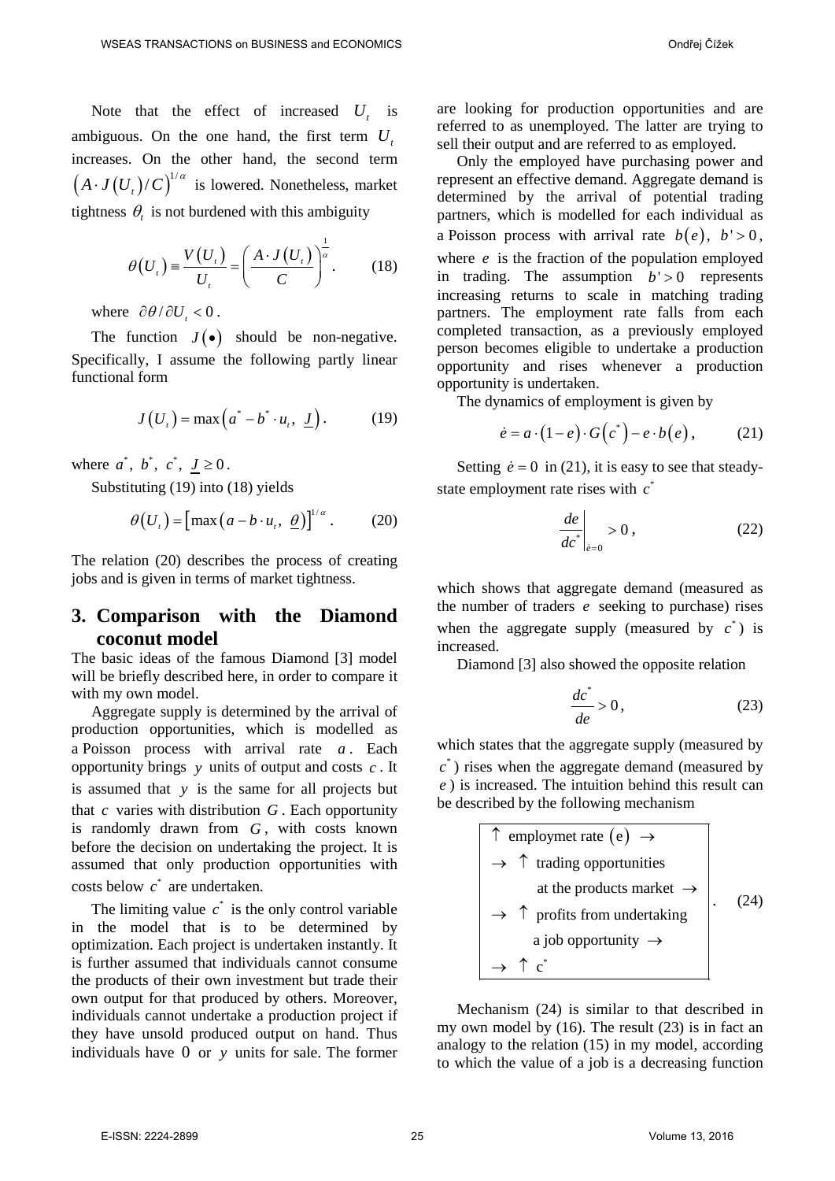Note that the effect of increased $U_t$ is ambiguous. On the one hand, the first term $U_t$ increases. On the other hand, the second term $\left(A \cdot J\left(U_t\right)/C\right)^{1/\alpha}$ is lowered. Nonetheless, market tightness $\theta_t$ is not burdened with this ambiguity

$$\theta\left(U_t\right) \equiv \frac{V\left(U_t\right)}{U_t} = \left(\frac{A \cdot J\left(U_t\right)}{C}\right)^{\frac{1}{\alpha}}. \tag{18}$$

where $\partial\theta / \partial U_t < 0$.

The function $J(\bullet)$ should be non-negative. Specifically, I assume the following partly linear functional form

$$J\left(U_t\right) = \max\left(a^* - b^* \cdot u_t,\ \underline{J}\right). \tag{19}$$

where $a^*,\ b^*,\ c^*,\ \underline{J} \geq 0$.

Substituting (19) into (18) yields

$$\theta\left(U_t\right) = \left[\max\left(a - b \cdot u_t,\ \underline{\theta}\right)\right]^{1/\alpha}. \tag{20}$$

The relation (20) describes the process of creating jobs and is given in terms of market tightness.

## 3. Comparison with the Diamond coconut model

The basic ideas of the famous Diamond [3] model will be briefly described here, in order to compare it with my own model.

Aggregate supply is determined by the arrival of production opportunities, which is modelled as a Poisson process with arrival rate $a$. Each opportunity brings $y$ units of output and costs $c$. It is assumed that $y$ is the same for all projects but that $c$ varies with distribution $G$. Each opportunity is randomly drawn from $G$, with costs known before the decision on undertaking the project. It is assumed that only production opportunities with costs below $c^*$ are undertaken.

The limiting value $c^*$ is the only control variable in the model that is to be determined by optimization. Each project is undertaken instantly. It is further assumed that individuals cannot consume the products of their own investment but trade their own output for that produced by others. Moreover, individuals cannot undertake a production project if they have unsold produced output on hand. Thus individuals have 0 or $y$ units for sale. The former are looking for production opportunities and are referred to as unemployed. The latter are trying to sell their output and are referred to as employed.

Only the employed have purchasing power and represent an effective demand. Aggregate demand is determined by the arrival of potential trading partners, which is modelled for each individual as a Poisson process with arrival rate $b(e)$, $b' > 0$, where $e$ is the fraction of the population employed in trading. The assumption $b' > 0$ represents increasing returns to scale in matching trading partners. The employment rate falls from each completed transaction, as a previously employed person becomes eligible to undertake a production opportunity and rises whenever a production opportunity is undertaken.

The dynamics of employment is given by

$$\dot{e} = a \cdot (1 - e) \cdot G\left(c^*\right) - e \cdot b(e), \tag{21}$$

Setting $\dot{e} = 0$ in (21), it is easy to see that steady-state employment rate rises with $c^*$

$$\left.\frac{de}{dc^*}\right|_{\dot{e}=0} > 0, \tag{22}$$

which shows that aggregate demand (measured as the number of traders $e$ seeking to purchase) rises when the aggregate supply (measured by $c^*$) is increased.

Diamond [3] also showed the opposite relation

$$\frac{dc^*}{de} > 0, \tag{23}$$

which states that the aggregate supply (measured by $c^*$) rises when the aggregate demand (measured by $e$) is increased. The intuition behind this result can be described by the following mechanism

$$\boxed{\begin{array}{l} \uparrow \text{ employmet rate } (\mathrm{e}) \ \rightarrow \\ \rightarrow\ \uparrow \text{ trading opportunities} \\ \quad \text{at the products market } \rightarrow \\ \rightarrow\ \uparrow \text{ profits from undertaking} \\ \quad \text{a job opportunity } \rightarrow \\ \rightarrow\ \uparrow \ \mathrm{c}^* \end{array}} \tag{24}$$

Mechanism (24) is similar to that described in my own model by (16). The result (23) is in fact an analogy to the relation (15) in my model, according to which the value of a job is a decreasing function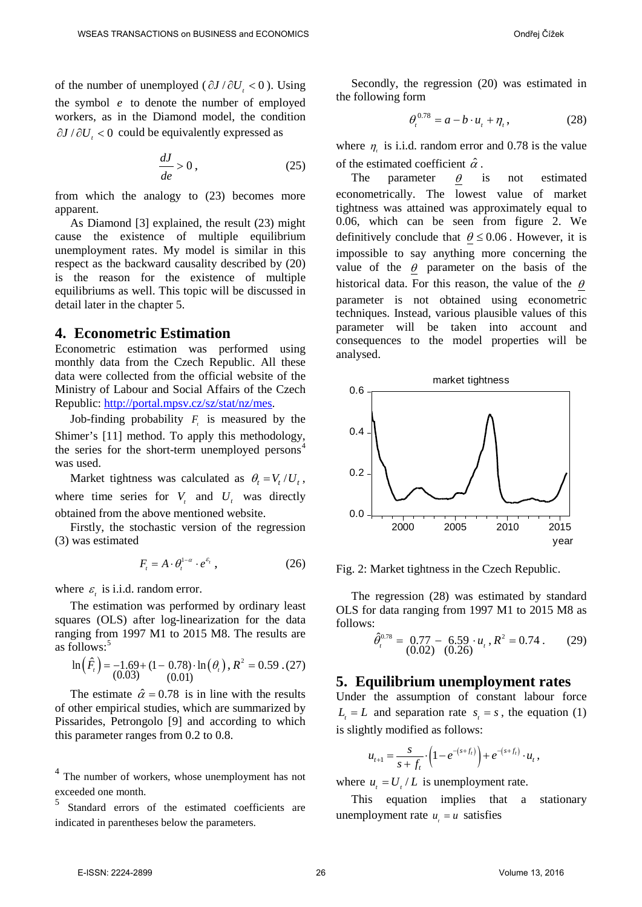of the number of unemployed ($\partial J / \partial U_t < 0$). Using the symbol $e$ to denote the number of employed workers, as in the Diamond model, the condition $\partial J / \partial U_t < 0$ could be equivalently expressed as

$$\frac{dJ}{de} > 0, \tag{25}$$

from which the analogy to (23) becomes more apparent.

As Diamond [3] explained, the result (23) might cause the existence of multiple equilibrium unemployment rates. My model is similar in this respect as the backward causality described by (20) is the reason for the existence of multiple equilibriums as well. This topic will be discussed in detail later in the chapter 5.

## 4. Econometric Estimation

Econometric estimation was performed using monthly data from the Czech Republic. All these data were collected from the official website of the Ministry of Labour and Social Affairs of the Czech Republic: http://portal.mpsv.cz/sz/stat/nz/mes.

Job-finding probability $F_t$ is measured by the Shimer's [11] method. To apply this methodology, the series for the short-term unemployed persons[4] was used.

Market tightness was calculated as $\theta_t = V_t / U_t$, where time series for $V_t$ and $U_t$ was directly obtained from the above mentioned website.

Firstly, the stochastic version of the regression (3) was estimated

$$F_t = A \cdot \theta_t^{1-\alpha} \cdot e^{\varepsilon_t}, \tag{26}$$

where $\varepsilon_t$ is i.i.d. random error.

The estimation was performed by ordinary least squares (OLS) after log-linearization for the data ranging from 1997 M1 to 2015 M8. The results are as follows:[5]

$$\ln\left(\hat{F}_t\right) = \underset{(0.03)}{-1.69} + \underset{(0.01)}{(1-0.78)} \cdot \ln\left(\theta_t\right), R^2 = 0.59. \tag{27}$$

The estimate $\hat{\alpha} = 0.78$ is in line with the results of other empirical studies, which are summarized by Pissarides, Petrongolo [9] and according to which this parameter ranges from 0.2 to 0.8.

Secondly, the regression (20) was estimated in the following form

$$\theta_t^{0.78} = a - b \cdot u_t + \eta_t, \tag{28}$$

where $\eta_t$ is i.i.d. random error and 0.78 is the value of the estimated coefficient $\hat{\alpha}$.

The parameter $\underline{\theta}$ is not estimated econometrically. The lowest value of market tightness was attained was approximately equal to 0.06, which can be seen from figure 2. We definitively conclude that $\underline{\theta} \leq 0.06$. However, it is impossible to say anything more concerning the value of the $\underline{\theta}$ parameter on the basis of the historical data. For this reason, the value of the $\underline{\theta}$ parameter is not obtained using econometric techniques. Instead, various plausible values of this parameter will be taken into account and consequences to the model properties will be analysed.

Fig. 2: Market tightness in the Czech Republic.

The regression (28) was estimated by standard OLS for data ranging from 1997 M1 to 2015 M8 as follows:

$$\hat{\theta}_t^{0.78} = \underset{(0.02)}{0.77} - \underset{(0.26)}{6.59} \cdot u_t, R^2 = 0.74. \tag{29}$$

## 5. Equilibrium unemployment rates

Under the assumption of constant labour force $L_t = L$ and separation rate $s_t = s$, the equation (1) is slightly modified as follows:

$$u_{t+1} = \frac{s}{s+f_t} \cdot \left(1 - e^{-(s+f_t)}\right) + e^{-(s+f_t)} \cdot u_t,$$

where $u_t = U_t / L$ is unemployment rate.

This equation implies that a stationary unemployment rate $u_t = u$ satisfies

---

[4] The number of workers, whose unemployment has not exceeded one month.

[5] Standard errors of the estimated coefficients are indicated in parentheses below the parameters.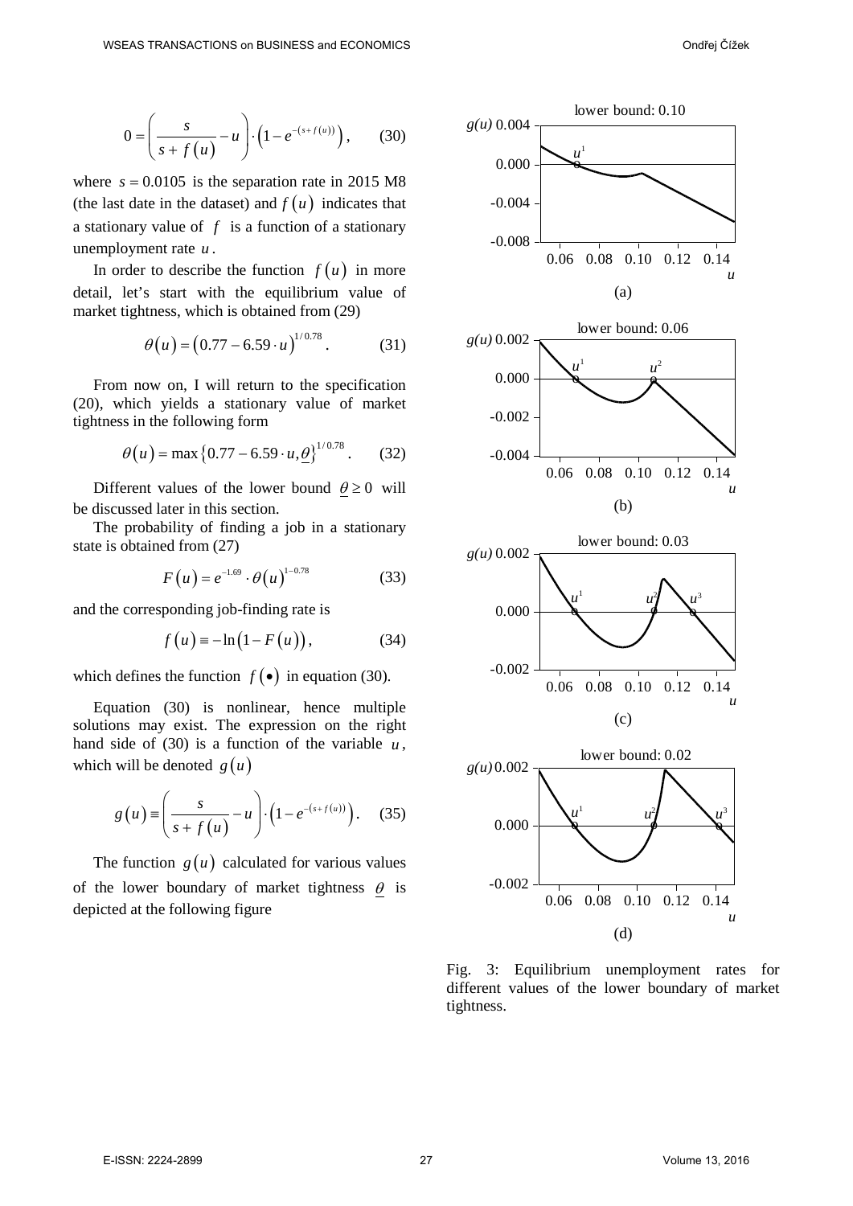$$0 = \left( \frac{s}{s + f(u)} - u \right) \cdot \left( 1 - e^{-(s+f(u))} \right), \qquad (30)$$

where $s = 0.0105$ is the separation rate in 2015 M8 (the last date in the dataset) and $f(u)$ indicates that a stationary value of $f$ is a function of a stationary unemployment rate $u$.

In order to describe the function $f(u)$ in more detail, let's start with the equilibrium value of market tightness, which is obtained from (29)

$$\theta(u) = \left( 0.77 - 6.59 \cdot u \right)^{1/0.78}. \qquad (31)$$

From now on, I will return to the specification (20), which yields a stationary value of market tightness in the following form

$$\theta(u) = \max\left\{ 0.77 - 6.59 \cdot u, \underline{\theta} \right\}^{1/0.78}. \qquad (32)$$

Different values of the lower bound $\underline{\theta} \geq 0$ will be discussed later in this section.

The probability of finding a job in a stationary state is obtained from (27)

$$F(u) = e^{-1.69} \cdot \theta(u)^{1-0.78} \qquad (33)$$

and the corresponding job-finding rate is

$$f(u) \equiv -\ln\left(1 - F(u)\right), \qquad (34)$$

which defines the function $f(\bullet)$ in equation (30).

Equation (30) is nonlinear, hence multiple solutions may exist. The expression on the right hand side of (30) is a function of the variable $u$, which will be denoted $g(u)$

$$g(u) \equiv \left( \frac{s}{s + f(u)} - u \right) \cdot \left( 1 - e^{-(s+f(u))} \right). \qquad (35)$$

The function $g(u)$ calculated for various values of the lower boundary of market tightness $\underline{\theta}$ is depicted at the following figure

Fig. 3: Equilibrium unemployment rates for different values of the lower boundary of market tightness.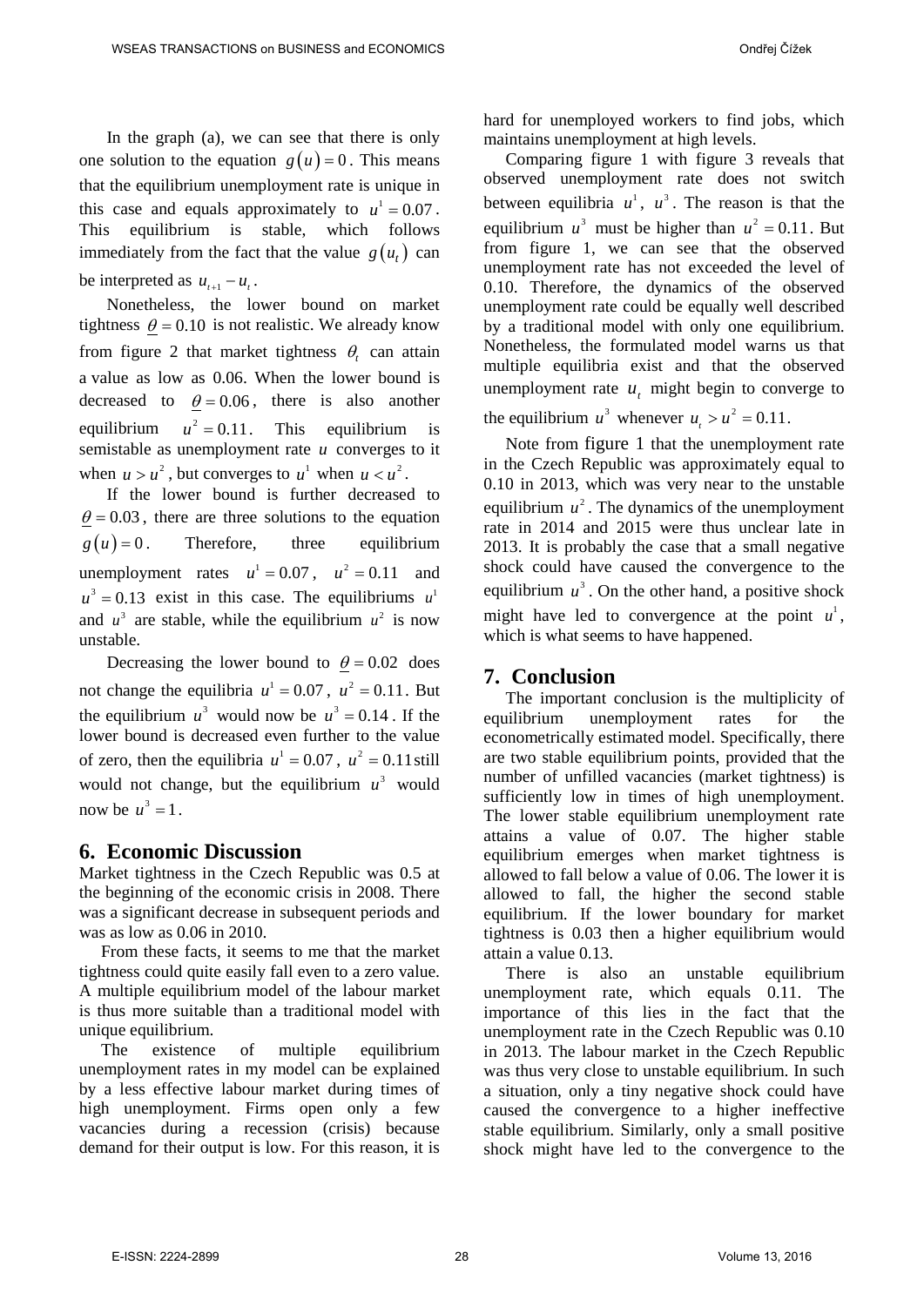In the graph (a), we can see that there is only one solution to the equation $g(u)=0$. This means that the equilibrium unemployment rate is unique in this case and equals approximately to $u^1 = 0.07$. This equilibrium is stable, which follows immediately from the fact that the value $g(u_t)$ can be interpreted as $u_{t+1} - u_t$.

Nonetheless, the lower bound on market tightness $\underline{\theta} = 0.10$ is not realistic. We already know from figure 2 that market tightness $\theta_t$ can attain a value as low as 0.06. When the lower bound is decreased to $\underline{\theta} = 0.06$, there is also another equilibrium $u^2 = 0.11$. This equilibrium is semistable as unemployment rate $u$ converges to it when $u > u^2$, but converges to $u^1$ when $u < u^2$.

If the lower bound is further decreased to $\underline{\theta} = 0.03$, there are three solutions to the equation $g(u)=0$. Therefore, three equilibrium unemployment rates $u^1 = 0.07$, $u^2 = 0.11$ and $u^3 = 0.13$ exist in this case. The equilibriums $u^1$ and $u^3$ are stable, while the equilibrium $u^2$ is now unstable.

Decreasing the lower bound to $\underline{\theta} = 0.02$ does not change the equilibria $u^1 = 0.07$, $u^2 = 0.11$. But the equilibrium $u^3$ would now be $u^3 = 0.14$. If the lower bound is decreased even further to the value of zero, then the equilibria $u^1 = 0.07$, $u^2 = 0.11$ still would not change, but the equilibrium $u^3$ would now be $u^3 = 1$.

## 6. Economic Discussion

Market tightness in the Czech Republic was 0.5 at the beginning of the economic crisis in 2008. There was a significant decrease in subsequent periods and was as low as 0.06 in 2010.

From these facts, it seems to me that the market tightness could quite easily fall even to a zero value. A multiple equilibrium model of the labour market is thus more suitable than a traditional model with unique equilibrium.

The existence of multiple equilibrium unemployment rates in my model can be explained by a less effective labour market during times of high unemployment. Firms open only a few vacancies during a recession (crisis) because demand for their output is low. For this reason, it is hard for unemployed workers to find jobs, which maintains unemployment at high levels.

Comparing figure 1 with figure 3 reveals that observed unemployment rate does not switch between equilibria $u^1$, $u^3$. The reason is that the equilibrium $u^3$ must be higher than $u^2 = 0.11$. But from figure 1, we can see that the observed unemployment rate has not exceeded the level of 0.10. Therefore, the dynamics of the observed unemployment rate could be equally well described by a traditional model with only one equilibrium. Nonetheless, the formulated model warns us that multiple equilibria exist and that the observed unemployment rate $u_t$ might begin to converge to the equilibrium $u^3$ whenever $u_t > u^2 = 0.11$.

Note from figure 1 that the unemployment rate in the Czech Republic was approximately equal to 0.10 in 2013, which was very near to the unstable equilibrium $u^2$. The dynamics of the unemployment rate in 2014 and 2015 were thus unclear late in 2013. It is probably the case that a small negative shock could have caused the convergence to the equilibrium $u^3$. On the other hand, a positive shock might have led to convergence at the point $u^1$, which is what seems to have happened.

## 7. Conclusion

The important conclusion is the multiplicity of equilibrium unemployment rates for the econometrically estimated model. Specifically, there are two stable equilibrium points, provided that the number of unfilled vacancies (market tightness) is sufficiently low in times of high unemployment. The lower stable equilibrium unemployment rate attains a value of 0.07. The higher stable equilibrium emerges when market tightness is allowed to fall below a value of 0.06. The lower it is allowed to fall, the higher the second stable equilibrium. If the lower boundary for market tightness is 0.03 then a higher equilibrium would attain a value 0.13.

There is also an unstable equilibrium unemployment rate, which equals 0.11. The importance of this lies in the fact that the unemployment rate in the Czech Republic was 0.10 in 2013. The labour market in the Czech Republic was thus very close to unstable equilibrium. In such a situation, only a tiny negative shock could have caused the convergence to a higher ineffective stable equilibrium. Similarly, only a small positive shock might have led to the convergence to the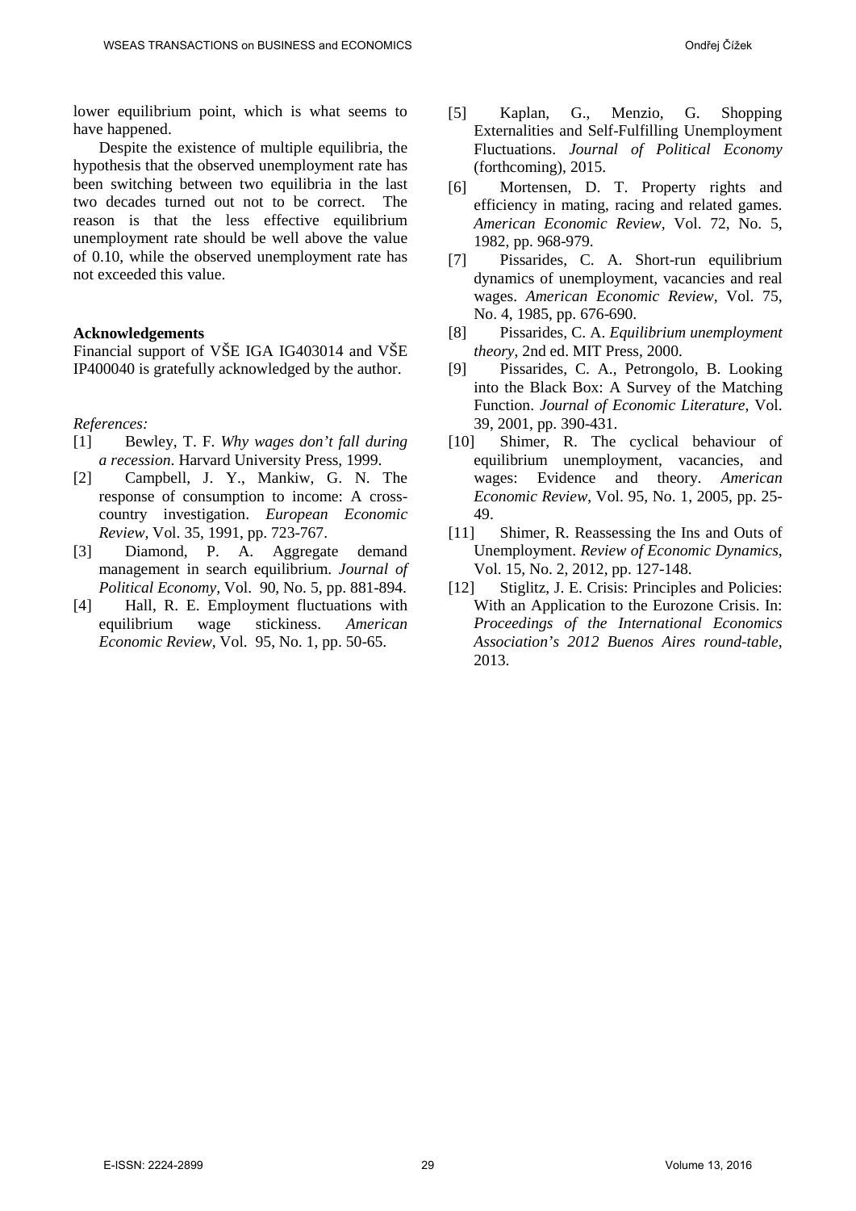lower equilibrium point, which is what seems to have happened.

Despite the existence of multiple equilibria, the hypothesis that the observed unemployment rate has been switching between two equilibria in the last two decades turned out not to be correct. The reason is that the less effective equilibrium unemployment rate should be well above the value of 0.10, while the observed unemployment rate has not exceeded this value.

**Acknowledgements**

Financial support of VŠE IGA IG403014 and VŠE IP400040 is gratefully acknowledged by the author.

*References:*

[1] Bewley, T. F. *Why wages don't fall during a recession*. Harvard University Press, 1999.

[2] Campbell, J. Y., Mankiw, G. N. The response of consumption to income: A cross-country investigation. *European Economic Review*, Vol. 35, 1991, pp. 723-767.

[3] Diamond, P. A. Aggregate demand management in search equilibrium. *Journal of Political Economy*, Vol. 90, No. 5, pp. 881-894.

[4] Hall, R. E. Employment fluctuations with equilibrium wage stickiness. *American Economic Review*, Vol. 95, No. 1, pp. 50-65.

[5] Kaplan, G., Menzio, G. Shopping Externalities and Self-Fulfilling Unemployment Fluctuations. *Journal of Political Economy* (forthcoming), 2015.

[6] Mortensen, D. T. Property rights and efficiency in mating, racing and related games. *American Economic Review*, Vol. 72, No. 5, 1982, pp. 968-979.

[7] Pissarides, C. A. Short-run equilibrium dynamics of unemployment, vacancies and real wages. *American Economic Review*, Vol. 75, No. 4, 1985, pp. 676-690.

[8] Pissarides, C. A. *Equilibrium unemployment theory*, 2nd ed. MIT Press, 2000.

[9] Pissarides, C. A., Petrongolo, B. Looking into the Black Box: A Survey of the Matching Function. *Journal of Economic Literature*, Vol. 39, 2001, pp. 390-431.

[10] Shimer, R. The cyclical behaviour of equilibrium unemployment, vacancies, and wages: Evidence and theory. *American Economic Review*, Vol. 95, No. 1, 2005, pp. 25-49.

[11] Shimer, R. Reassessing the Ins and Outs of Unemployment. *Review of Economic Dynamics*, Vol. 15, No. 2, 2012, pp. 127-148.

[12] Stiglitz, J. E. Crisis: Principles and Policies: With an Application to the Eurozone Crisis. In: *Proceedings of the International Economics Association's 2012 Buenos Aires round-table*, 2013.